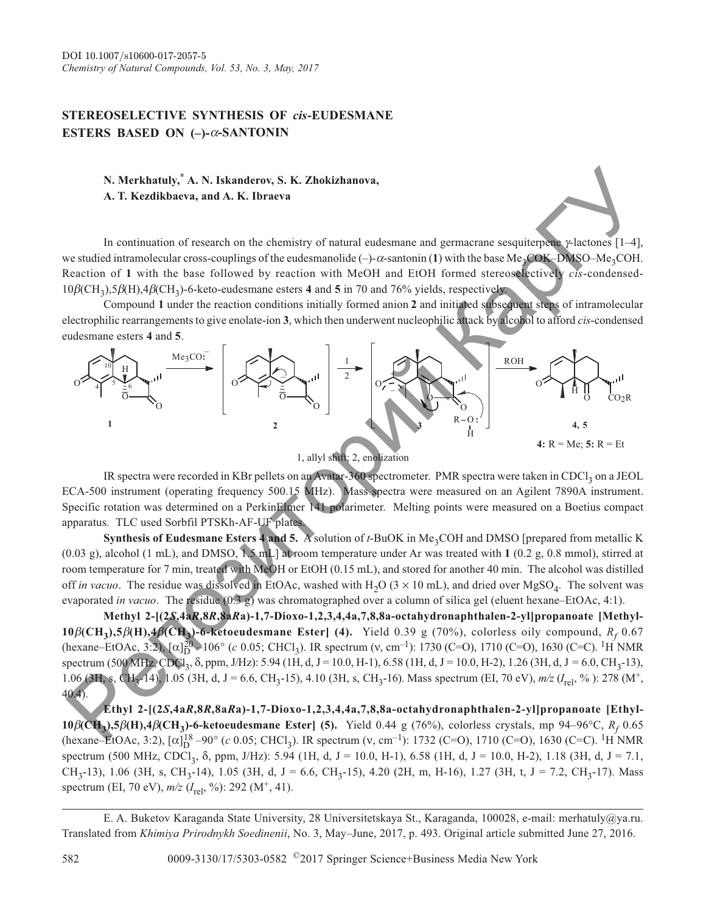DOI 10.1007/s10600-017-2057-5

# STEREOSELECTIVE SYNTHESIS OF *cis*-EUDESMANE ESTERS BASED ON (–)-$\alpha$-SANTONIN

**N. Merkhatuly,* A. N. Iskanderov, S. K. Zhokizhanova, A. T. Kezdikbaeva, and A. K. Ibraeva**

In continuation of research on the chemistry of natural eudesmane and germacrane sesquiterpene $\gamma$-lactones [1–4], we studied intramolecular cross-couplings of the eudesmanolide (–)-$\alpha$-santonin (**1**) with the base $Me_3COK$–DMSO–$Me_3COH$. Reaction of **1** with the base followed by reaction with MeOH and EtOH formed stereoselectively *cis*-condensed-10$\beta$($CH_3$),5$\beta$(H),4$\beta$($CH_3$)-6-keto-eudesmane esters **4** and **5** in 70 and 76% yields, respectively.

Compound **1** under the reaction conditions initially formed anion **2** and initiated subsequent steps of intramolecular electrophilic rearrangements to give enolate-ion **3**, which then underwent nucleophilic attack by alcohol to afford *cis*-condensed eudesmane esters **4** and **5**.

**4:** R = Me; **5:** R = Et

1, allyl shift; 2, enolization

IR spectra were recorded in KBr pellets on an Avatar-360 spectrometer. PMR spectra were taken in $CDCl_3$ on a JEOL ECA-500 instrument (operating frequency 500.15 MHz). Mass spectra were measured on an Agilent 7890A instrument. Specific rotation was determined on a PerkinElmer 141 polarimeter. Melting points were measured on a Boetius compact apparatus. TLC used Sorbfil PTSKh-AF-UF plates.

**Synthesis of Eudesmane Esters 4 and 5.** A solution of *t*-BuOK in $Me_3COH$ and DMSO [prepared from metallic K (0.03 g), alcohol (1 mL), and DMSO, 1.5 mL] at room temperature under Ar was treated with **1** (0.2 g, 0.8 mmol), stirred at room temperature for 7 min, treated with MeOH or EtOH (0.15 mL), and stored for another 40 min. The alcohol was distilled off *in vacuo*. The residue was dissolved in EtOAc, washed with $H_2O$ (3 × 10 mL), and dried over $MgSO_4$. The solvent was evaporated *in vacuo*. The residue (0.3 g) was chromatographed over a column of silica gel (eluent hexane–EtOAc, 4:1).

**Methyl 2-[(2*S*,4a*R*,8*R*,8a*R*a)-1,7-Dioxo-1,2,3,4,4a,7,8,8a-octahydronaphthalen-2-yl]propanoate [Methyl-10$\beta$($CH_3$),5$\beta$(H),4$\beta$($CH_3$)-6-ketoeudesmane Ester] (4).** Yield 0.39 g (70%), colorless oily compound, $R_f$ 0.67 (hexane–EtOAc, 3:2), $[\alpha]_D^{20}$ –106° (*c* 0.05; $CHCl_3$). IR spectrum ($\nu$, $cm^{-1}$): 1730 (C=O), 1710 (C=O), 1630 (C=C). $^1H$ NMR spectrum (500 MHz, $CDCl_3$, $\delta$, ppm, J/Hz): 5.94 (1H, d, J = 10.0, H-1), 6.58 (1H, d, J = 10.0, H-2), 1.26 (3H, d, J = 6.0, $CH_3$-13), 1.06 (3H, s, $CH_3$-14), 1.05 (3H, d, J = 6.6, $CH_3$-15), 4.10 (3H, s, $CH_3$-16). Mass spectrum (EI, 70 eV), *m/z* ($I_{rel}$, %): 278 ($M^+$, 40.4).

**Ethyl 2-[(2*S*,4a*R*,8*R*,8a*R*a)-1,7-Dioxo-1,2,3,4,4a,7,8,8a-octahydronaphthalen-2-yl]propanoate [Ethyl-10$\beta$($CH_3$),5$\beta$(H),4$\beta$($CH_3$)-6-ketoeudesmane Ester] (5).** Yield 0.44 g (76%), colorless crystals, mp 94–96°C, $R_f$ 0.65 (hexane–EtOAc, 3:2), $[\alpha]_D^{18}$ –90° (*c* 0.05; $CHCl_3$). IR spectrum ($\nu$, $cm^{-1}$): 1732 (C=O), 1710 (C=O), 1630 (C=C). $^1H$ NMR spectrum (500 MHz, $CDCl_3$, $\delta$, ppm, J/Hz): 5.94 (1H, d, J = 10.0, H-1), 6.58 (1H, d, J = 10.0, H-2), 1.18 (3H, d, J = 7.1, $CH_3$-13), 1.06 (3H, s, $CH_3$-14), 1.05 (3H, d, J = 6.6, $CH_3$-15), 4.20 (2H, m, H-16), 1.27 (3H, t, J = 7.2, $CH_3$-17). Mass spectrum (EI, 70 eV), *m/z* ($I_{rel}$, %): 292 ($M^+$, 41).

---

E. A. Buketov Karaganda State University, 28 Universitetskaya St., Karaganda, 100028, e-mail: merhatuly@ya.ru. Translated from *Khimiya Prirodnykh Soedinenii*, No. 3, May–June, 2017, p. 493. Original article submitted June 27, 2016.

0009-3130/17/5303-0582 ©2017 Springer Science+Business Media New York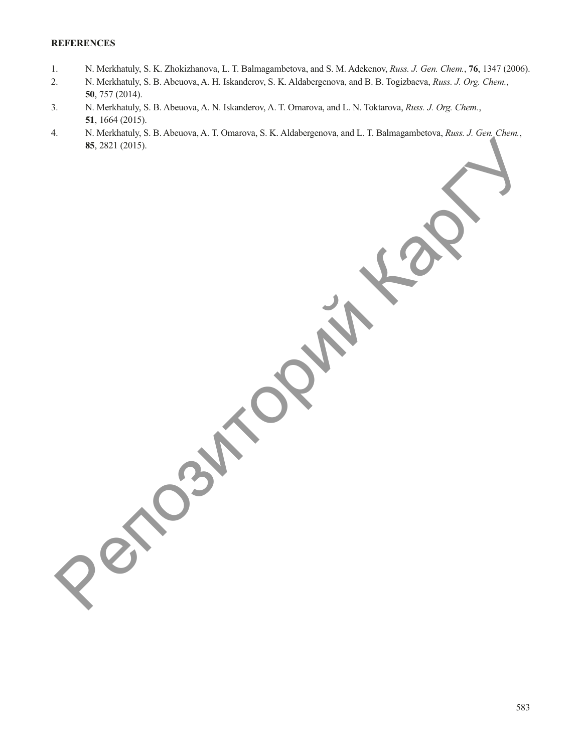**REFERENCES**

1. N. Merkhatuly, S. K. Zhokizhanova, L. T. Balmagambetova, and S. M. Adekenov, *Russ. J. Gen. Chem.*, **76**, 1347 (2006).
2. N. Merkhatuly, S. B. Abeuova, A. H. Iskanderov, S. K. Aldabergenova, and B. B. Togizbaeva, *Russ. J. Org. Chem.*, **50**, 757 (2014).
3. N. Merkhatuly, S. B. Abeuova, A. N. Iskanderov, A. T. Omarova, and L. N. Toktarova, *Russ. J. Org. Chem.*, **51**, 1664 (2015).
4. N. Merkhatuly, S. B. Abeuova, A. T. Omarova, S. K. Aldabergenova, and L. T. Balmagambetova, *Russ. J. Gen. Chem.*, **85**, 2821 (2015).